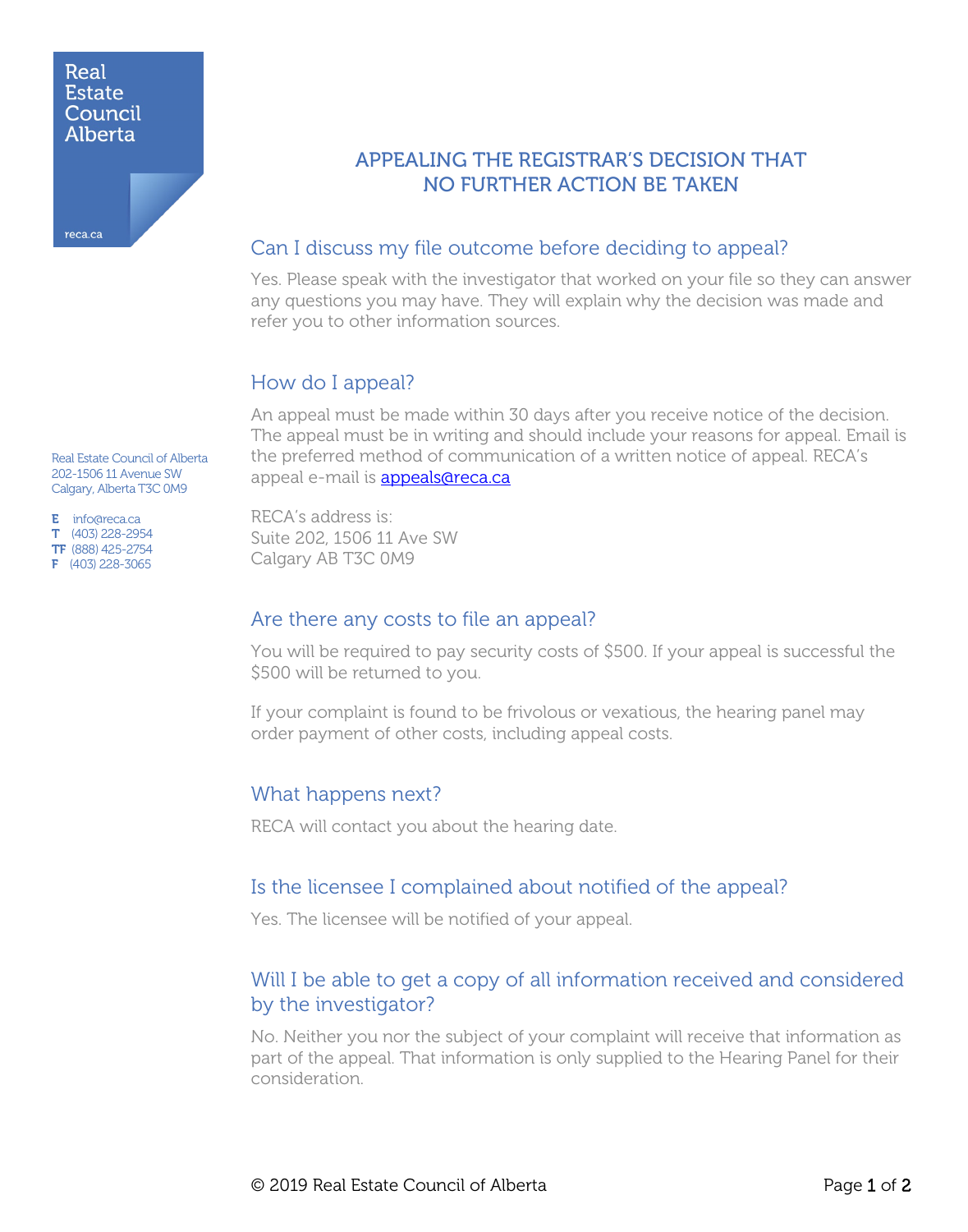Real Estate Council Alberta

reca.ca

Real Estate Council of Alberta
202-1506 11 Avenue SW
Calgary, Alberta T3C 0M9

E info@reca.ca
T (403) 228-2954
TF (888) 425-2754
F (403) 228-3065

# APPEALING THE REGISTRAR'S DECISION THAT NO FURTHER ACTION BE TAKEN

## Can I discuss my file outcome before deciding to appeal?

Yes. Please speak with the investigator that worked on your file so they can answer any questions you may have. They will explain why the decision was made and refer you to other information sources.

## How do I appeal?

An appeal must be made within 30 days after you receive notice of the decision. The appeal must be in writing and should include your reasons for appeal. Email is the preferred method of communication of a written notice of appeal. RECA's appeal e-mail is appeals@reca.ca

RECA's address is:
Suite 202, 1506 11 Ave SW
Calgary AB T3C 0M9

## Are there any costs to file an appeal?

You will be required to pay security costs of $500. If your appeal is successful the $500 will be returned to you.

If your complaint is found to be frivolous or vexatious, the hearing panel may order payment of other costs, including appeal costs.

## What happens next?

RECA will contact you about the hearing date.

## Is the licensee I complained about notified of the appeal?

Yes. The licensee will be notified of your appeal.

## Will I be able to get a copy of all information received and considered by the investigator?

No. Neither you nor the subject of your complaint will receive that information as part of the appeal. That information is only supplied to the Hearing Panel for their consideration.

© 2019 Real Estate Council of Alberta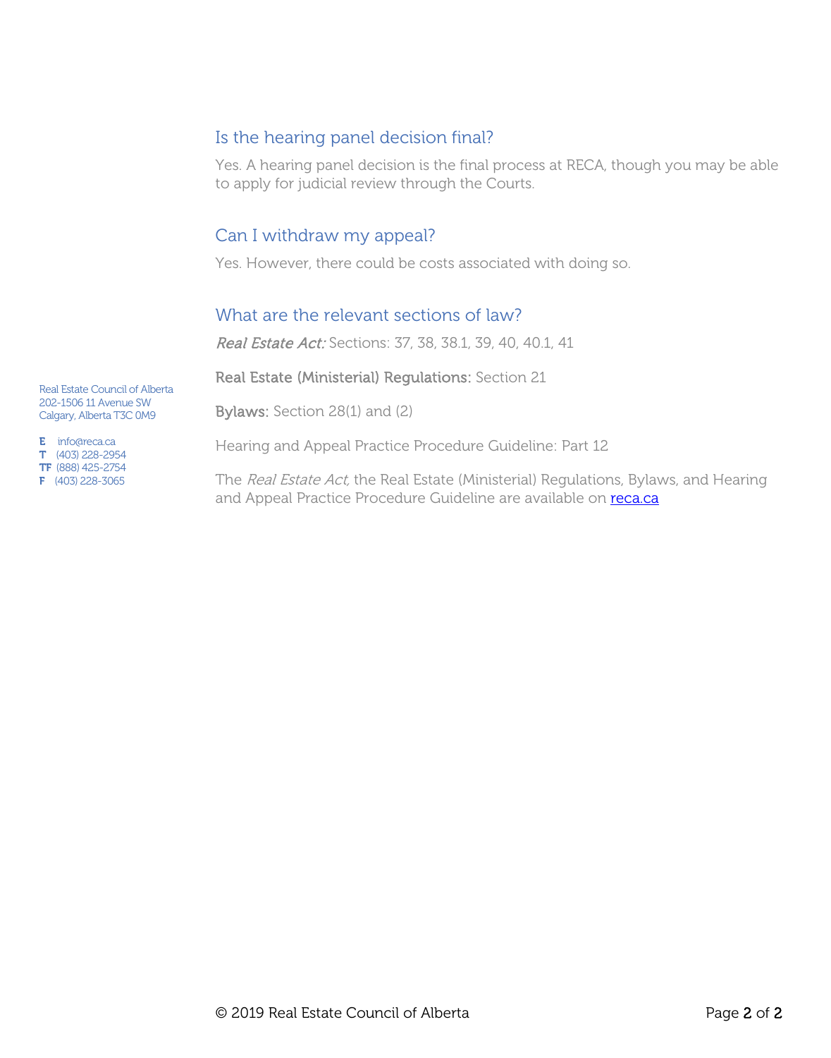## Is the hearing panel decision final?

Yes. A hearing panel decision is the final process at RECA, though you may be able to apply for judicial review through the Courts.

## Can I withdraw my appeal?

Yes. However, there could be costs associated with doing so.

## What are the relevant sections of law?

*Real Estate Act:* Sections: 37, 38, 38.1, 39, 40, 40.1, 41

**Real Estate (Ministerial) Regulations:** Section 21

**Bylaws:** Section 28(1) and (2)

Hearing and Appeal Practice Procedure Guideline: Part 12

The *Real Estate Act,* the Real Estate (Ministerial) Regulations, Bylaws, and Hearing and Appeal Practice Procedure Guideline are available on [reca.ca](reca.ca)

Real Estate Council of Alberta
202-1506 11 Avenue SW
Calgary, Alberta T3C 0M9

**E** info@reca.ca
**T** (403) 228-2954
**TF** (888) 425-2754
**F** (403) 228-3065

© 2019 Real Estate Council of Alberta